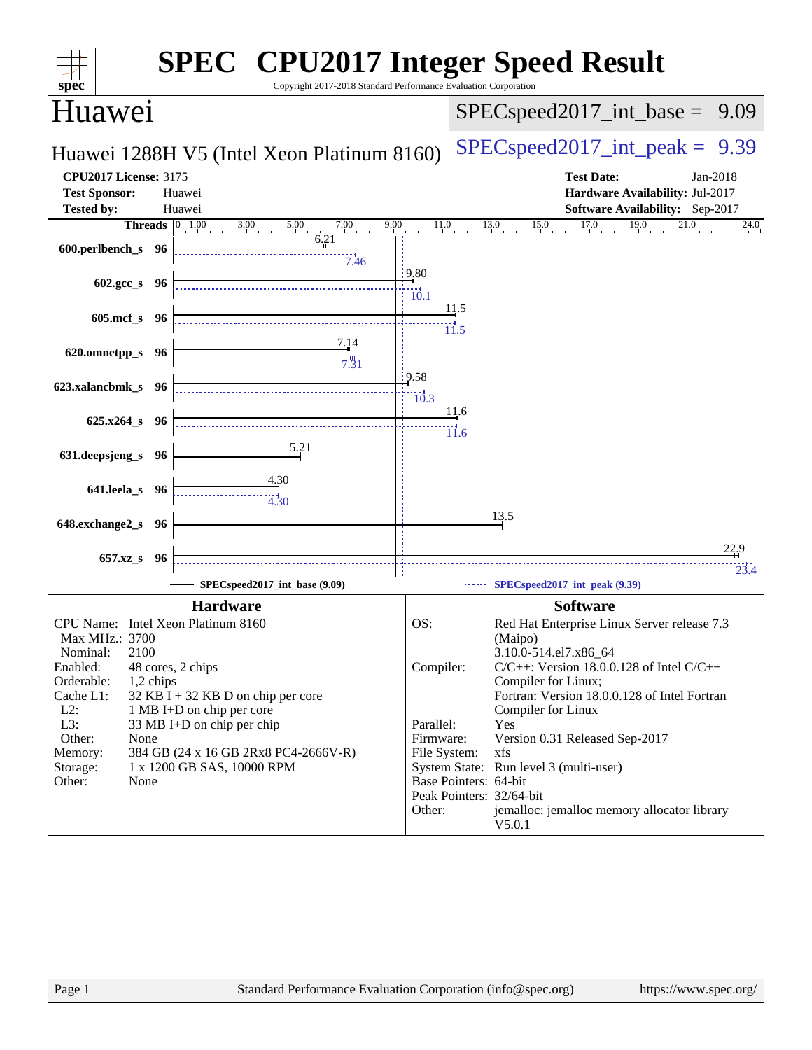# SPEC CPU2017 Integer Speed Result

Copyright 2017-2018 Standard Performance Evaluation Corporation

## Huawei

**Huawei 1288H V5 (Intel Xeon Platinum 8160)**

SPECspeed2017_int_base = 9.09

SPECspeed2017_int_peak = 9.39

| | | | |
|---|---|---|---|
| **CPU2017 License:** | 3175 | **Test Date:** | Jan-2018 |
| **Test Sponsor:** | Huawei | **Hardware Availability:** | Jul-2017 |
| **Tested by:** | Huawei | **Software Availability:** | Sep-2017 |

| Benchmark | Threads | Base | Peak |
|---|---|---|---|
| 600.perlbench_s | 96 | 6.21 | 7.46 |
| 602.gcc_s | 96 | 9.80 | 10.1 |
| 605.mcf_s | 96 | 11.5 | 11.5 |
| 620.omnetpp_s | 96 | 7.14 | 7.31 |
| 623.xalancbmk_s | 96 | 9.58 | 10.3 |
| 625.x264_s | 96 | 11.6 | 11.6 |
| 631.deepsjeng_s | 96 | 5.21 | |
| 641.leela_s | 96 | 4.30 | 4.30 |
| 648.exchange2_s | 96 | 13.5 | |
| 657.xz_s | 96 | 22.9 | 23.4 |

SPECspeed2017_int_base (9.09) ------ SPECspeed2017_int_peak (9.39)

### Hardware

| | |
|---|---|
| CPU Name: | Intel Xeon Platinum 8160 |
| Max MHz.: | 3700 |
| Nominal: | 2100 |
| Enabled: | 48 cores, 2 chips |
| Orderable: | 1,2 chips |
| Cache L1: | 32 KB I + 32 KB D on chip per core |
| L2: | 1 MB I+D on chip per core |
| L3: | 33 MB I+D on chip per chip |
| Other: | None |
| Memory: | 384 GB (24 x 16 GB 2Rx8 PC4-2666V-R) |
| Storage: | 1 x 1200 GB SAS, 10000 RPM |
| Other: | None |

### Software

| | |
|---|---|
| OS: | Red Hat Enterprise Linux Server release 7.3 (Maipo) 3.10.0-514.el7.x86_64 |
| Compiler: | C/C++: Version 18.0.0.128 of Intel C/C++ Compiler for Linux; Fortran: Version 18.0.0.128 of Intel Fortran Compiler for Linux |
| Parallel: | Yes |
| Firmware: | Version 0.31 Released Sep-2017 |
| File System: | xfs |
| System State: | Run level 3 (multi-user) |
| Base Pointers: | 64-bit |
| Peak Pointers: | 32/64-bit |
| Other: | jemalloc: jemalloc memory allocator library V5.0.1 |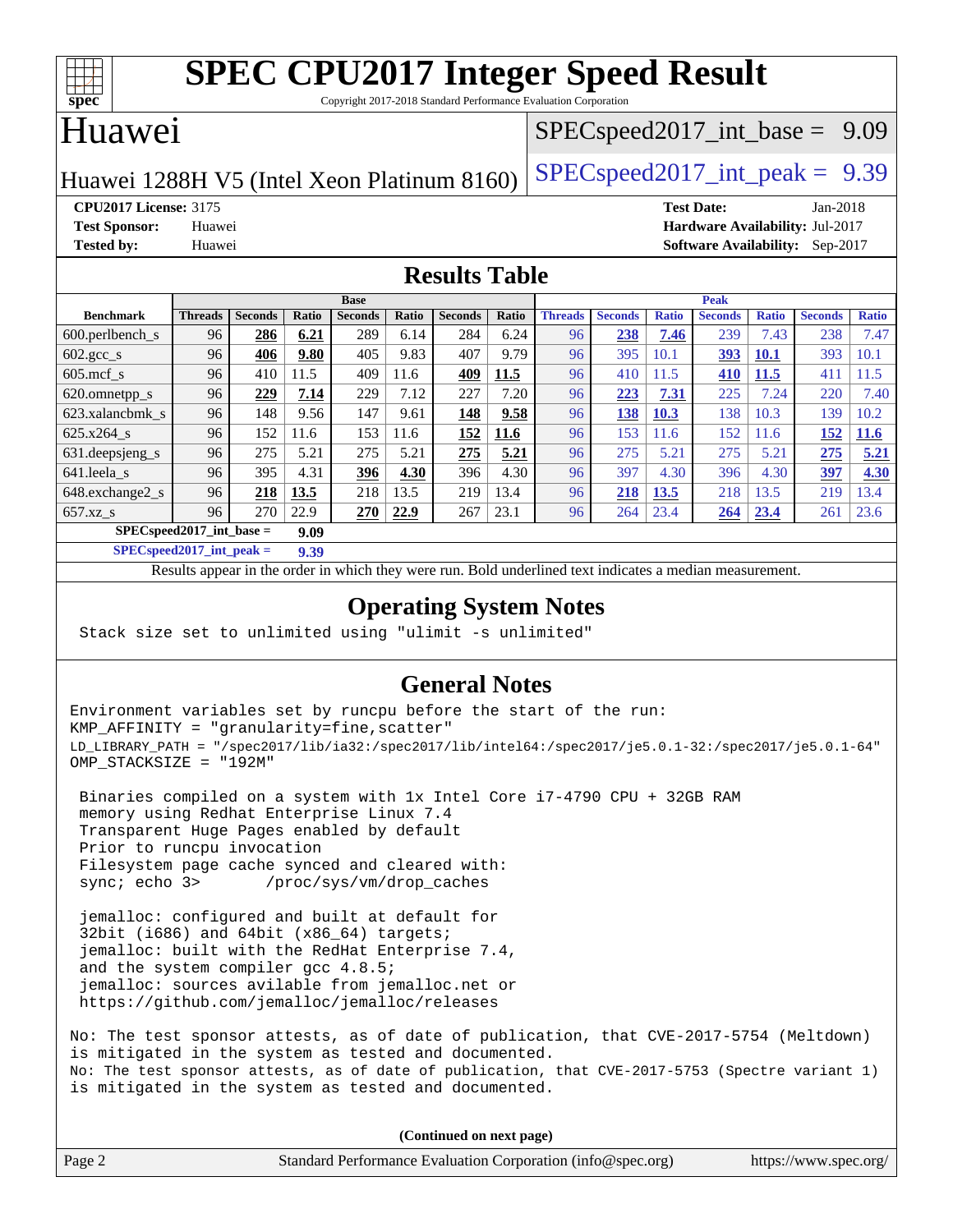# SPEC CPU2017 Integer Speed Result

Copyright 2017-2018 Standard Performance Evaluation Corporation

## Huawei

Huawei 1288H V5 (Intel Xeon Platinum 8160)

SPECspeed2017_int_base = 9.09

SPECspeed2017_int_peak = 9.39

**CPU2017 License:** 3175
**Test Sponsor:** Huawei
**Tested by:** Huawei

**Test Date:** Jan-2018
**Hardware Availability:** Jul-2017
**Software Availability:** Sep-2017

## Results Table

| Benchmark | Base | | | | | | | Peak | | | | | | |
|---|---|---|---|---|---|---|---|---|---|---|---|---|---|---|
| | Threads | Seconds | Ratio | Seconds | Ratio | Seconds | Ratio | Threads | Seconds | Ratio | Seconds | Ratio | Seconds | Ratio |
| 600.perlbench_s | 96 | **286** | **6.21** | 289 | 6.14 | 284 | 6.24 | 96 | **238** | **7.46** | 239 | 7.43 | 238 | 7.47 |
| 602.gcc_s | 96 | **406** | **9.80** | 405 | 9.83 | 407 | 9.79 | 96 | 395 | 10.1 | **393** | **10.1** | 393 | 10.1 |
| 605.mcf_s | 96 | 410 | 11.5 | 409 | 11.6 | **409** | **11.5** | 96 | 410 | 11.5 | **410** | **11.5** | 411 | 11.5 |
| 620.omnetpp_s | 96 | **229** | **7.14** | 229 | 7.12 | 227 | 7.20 | 96 | **223** | **7.31** | 225 | 7.24 | 220 | 7.40 |
| 623.xalancbmk_s | 96 | 148 | 9.56 | 147 | 9.61 | **148** | **9.58** | 96 | **138** | **10.3** | 138 | 10.3 | 139 | 10.2 |
| 625.x264_s | 96 | 152 | 11.6 | 153 | 11.6 | **152** | **11.6** | 96 | 153 | 11.6 | 152 | 11.6 | **152** | **11.6** |
| 631.deepsjeng_s | 96 | 275 | 5.21 | 275 | 5.21 | **275** | **5.21** | 96 | 275 | 5.21 | 275 | 5.21 | **275** | **5.21** |
| 641.leela_s | 96 | 395 | 4.31 | **396** | **4.30** | 396 | 4.30 | 96 | 397 | 4.30 | 396 | 4.30 | **397** | **4.30** |
| 648.exchange2_s | 96 | **218** | **13.5** | 218 | 13.5 | 219 | 13.4 | 96 | **218** | **13.5** | 218 | 13.5 | 219 | 13.4 |
| 657.xz_s | 96 | 270 | 22.9 | **270** | **22.9** | 267 | 23.1 | 96 | 264 | 23.4 | **264** | **23.4** | 261 | 23.6 |

**SPECspeed2017_int_base = 9.09**

**SPECspeed2017_int_peak = 9.39**

Results appear in the order in which they were run. Bold underlined text indicates a median measurement.

## Operating System Notes

```
Stack size set to unlimited using "ulimit -s unlimited"
```

## General Notes

```
Environment variables set by runcpu before the start of the run:
KMP_AFFINITY = "granularity=fine,scatter"
LD_LIBRARY_PATH = "/spec2017/lib/ia32:/spec2017/lib/intel64:/spec2017/je5.0.1-32:/spec2017/je5.0.1-64"
OMP_STACKSIZE = "192M"

 Binaries compiled on a system with 1x Intel Core i7-4790 CPU + 32GB RAM
 memory using Redhat Enterprise Linux 7.4
 Transparent Huge Pages enabled by default
 Prior to runcpu invocation
 Filesystem page cache synced and cleared with:
 sync; echo 3>       /proc/sys/vm/drop_caches

 jemalloc: configured and built at default for
 32bit (i686) and 64bit (x86_64) targets;
 jemalloc: built with the RedHat Enterprise 7.4,
 and the system compiler gcc 4.8.5;
 jemalloc: sources avilable from jemalloc.net or
 https://github.com/jemalloc/jemalloc/releases

No: The test sponsor attests, as of date of publication, that CVE-2017-5754 (Meltdown)
is mitigated in the system as tested and documented.
No: The test sponsor attests, as of date of publication, that CVE-2017-5753 (Spectre variant 1)
is mitigated in the system as tested and documented.
```

**(Continued on next page)**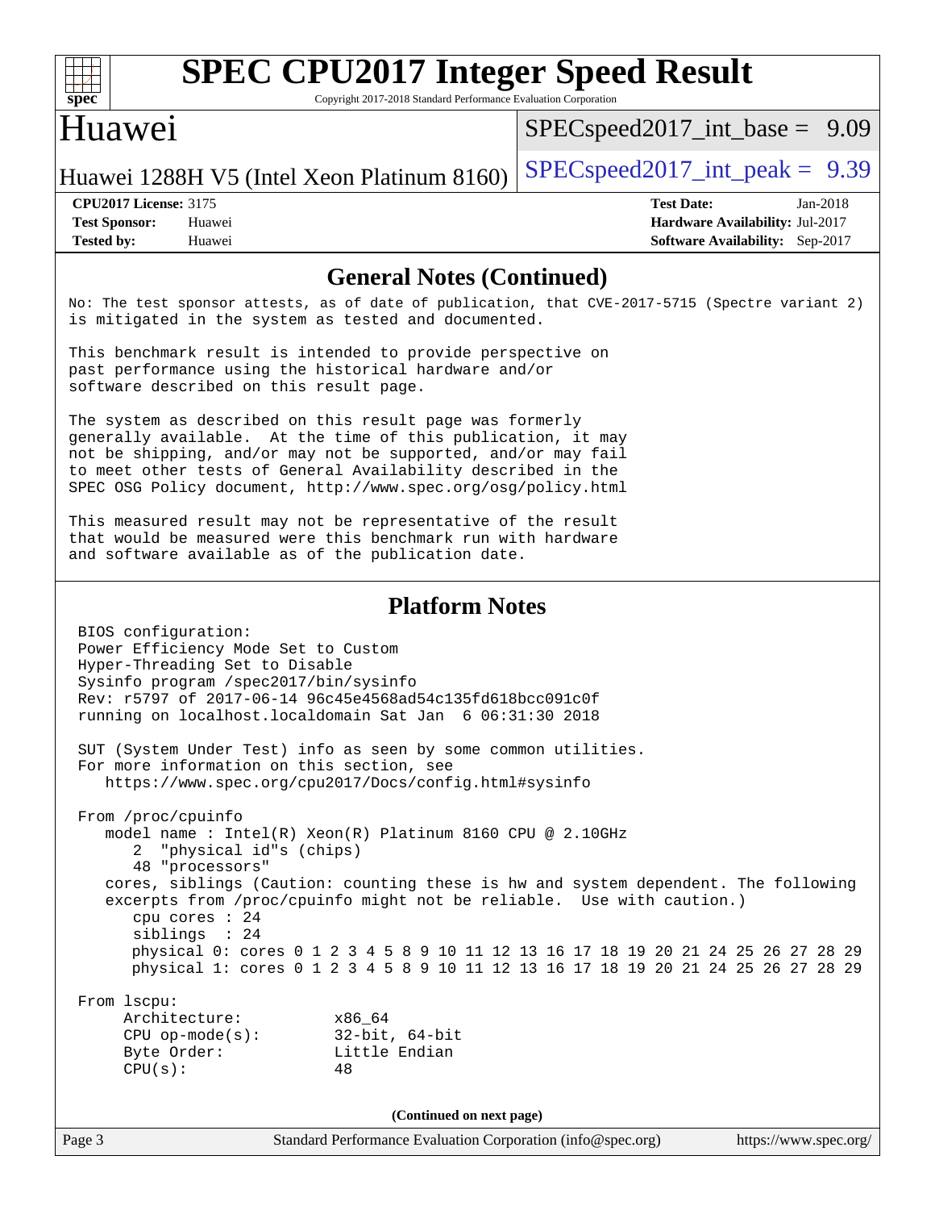## General Notes (Continued)

No: The test sponsor attests, as of date of publication, that CVE-2017-5715 (Spectre variant 2) is mitigated in the system as tested and documented.

This benchmark result is intended to provide perspective on past performance using the historical hardware and/or software described on this result page.

The system as described on this result page was formerly generally available. At the time of this publication, it may not be shipping, and/or may not be supported, and/or may fail to meet other tests of General Availability described in the SPEC OSG Policy document, http://www.spec.org/osg/policy.html

This measured result may not be representative of the result that would be measured were this benchmark run with hardware and software available as of the publication date.

## Platform Notes

```
BIOS configuration:
Power Efficiency Mode Set to Custom
Hyper-Threading Set to Disable
Sysinfo program /spec2017/bin/sysinfo
Rev: r5797 of 2017-06-14 96c45e4568ad54c135fd618bcc091c0f
running on localhost.localdomain Sat Jan  6 06:31:30 2018

SUT (System Under Test) info as seen by some common utilities.
For more information on this section, see
   https://www.spec.org/cpu2017/Docs/config.html#sysinfo

From /proc/cpuinfo
   model name : Intel(R) Xeon(R) Platinum 8160 CPU @ 2.10GHz
      2  "physical id"s (chips)
      48 "processors"
   cores, siblings (Caution: counting these is hw and system dependent. The following
   excerpts from /proc/cpuinfo might not be reliable.  Use with caution.)
      cpu cores : 24
      siblings  : 24
      physical 0: cores 0 1 2 3 4 5 8 9 10 11 12 13 16 17 18 19 20 21 24 25 26 27 28 29
      physical 1: cores 0 1 2 3 4 5 8 9 10 11 12 13 16 17 18 19 20 21 24 25 26 27 28 29

From lscpu:
     Architecture:          x86_64
     CPU op-mode(s):        32-bit, 64-bit
     Byte Order:            Little Endian
     CPU(s):                48
```

(Continued on next page)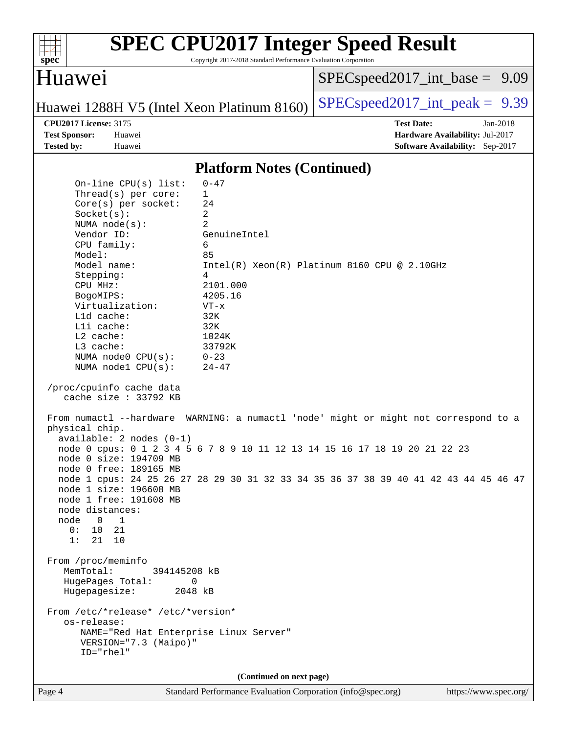## Platform Notes (Continued)

```
     On-line CPU(s) list:   0-47
     Thread(s) per core:    1
     Core(s) per socket:    24
     Socket(s):             2
     NUMA node(s):          2
     Vendor ID:             GenuineIntel
     CPU family:            6
     Model:                 85
     Model name:            Intel(R) Xeon(R) Platinum 8160 CPU @ 2.10GHz
     Stepping:              4
     CPU MHz:               2101.000
     BogoMIPS:              4205.16
     Virtualization:        VT-x
     L1d cache:             32K
     L1i cache:             32K
     L2 cache:              1024K
     L3 cache:              33792K
     NUMA node0 CPU(s):     0-23
     NUMA node1 CPU(s):     24-47

 /proc/cpuinfo cache data
    cache size : 33792 KB

 From numactl --hardware  WARNING: a numactl 'node' might or might not correspond to a
 physical chip.
   available: 2 nodes (0-1)
   node 0 cpus: 0 1 2 3 4 5 6 7 8 9 10 11 12 13 14 15 16 17 18 19 20 21 22 23
   node 0 size: 194709 MB
   node 0 free: 189165 MB
   node 1 cpus: 24 25 26 27 28 29 30 31 32 33 34 35 36 37 38 39 40 41 42 43 44 45 46 47
   node 1 size: 196608 MB
   node 1 free: 191608 MB
   node distances:
   node   0   1
     0:  10  21
     1:  21  10

 From /proc/meminfo
    MemTotal:       394145208 kB
    HugePages_Total:       0
    Hugepagesize:       2048 kB

 From /etc/*release* /etc/*version*
    os-release:
       NAME="Red Hat Enterprise Linux Server"
       VERSION="7.3 (Maipo)"
       ID="rhel"
```

(Continued on next page)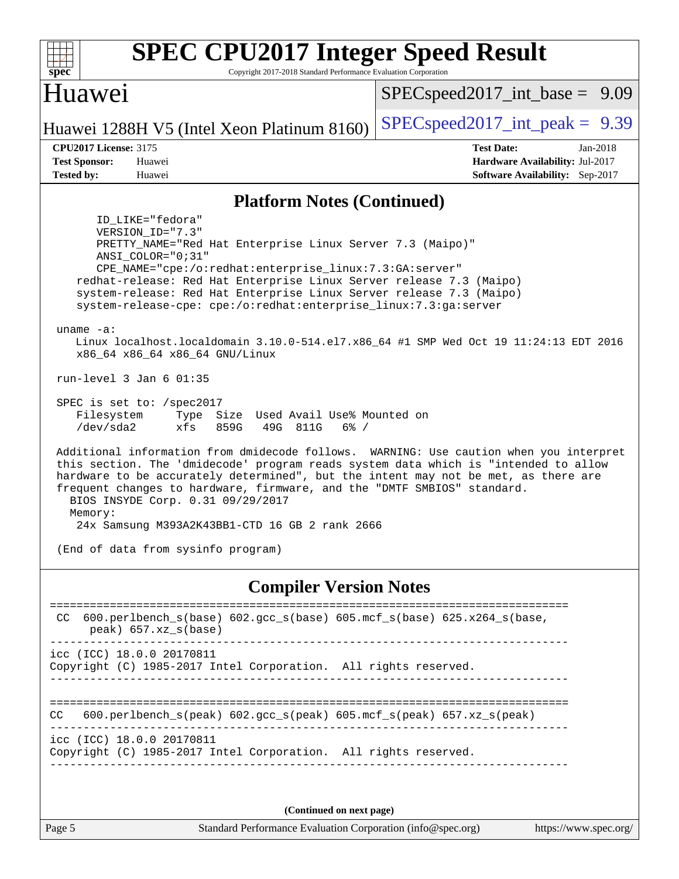## Platform Notes (Continued)

```
      ID_LIKE="fedora"
      VERSION_ID="7.3"
      PRETTY_NAME="Red Hat Enterprise Linux Server 7.3 (Maipo)"
      ANSI_COLOR="0;31"
      CPE_NAME="cpe:/o:redhat:enterprise_linux:7.3:GA:server"
   redhat-release: Red Hat Enterprise Linux Server release 7.3 (Maipo)
   system-release: Red Hat Enterprise Linux Server release 7.3 (Maipo)
   system-release-cpe: cpe:/o:redhat:enterprise_linux:7.3:ga:server

uname -a:
   Linux localhost.localdomain 3.10.0-514.el7.x86_64 #1 SMP Wed Oct 19 11:24:13 EDT 2016
   x86_64 x86_64 x86_64 GNU/Linux

run-level 3 Jan 6 01:35

SPEC is set to: /spec2017
   Filesystem     Type  Size  Used Avail Use% Mounted on
   /dev/sda2      xfs   859G   49G  811G   6% /

Additional information from dmidecode follows.  WARNING: Use caution when you interpret
this section. The 'dmidecode' program reads system data which is "intended to allow
hardware to be accurately determined", but the intent may not be met, as there are
frequent changes to hardware, firmware, and the "DMTF SMBIOS" standard.
  BIOS INSYDE Corp. 0.31 09/29/2017
  Memory:
   24x Samsung M393A2K43BB1-CTD 16 GB 2 rank 2666

(End of data from sysinfo program)
```

## Compiler Version Notes

```
==============================================================================
 CC  600.perlbench_s(base) 602.gcc_s(base) 605.mcf_s(base) 625.x264_s(base,
      peak) 657.xz_s(base)
------------------------------------------------------------------------------
icc (ICC) 18.0.0 20170811
Copyright (C) 1985-2017 Intel Corporation.  All rights reserved.
------------------------------------------------------------------------------

==============================================================================
CC   600.perlbench_s(peak) 602.gcc_s(peak) 605.mcf_s(peak) 657.xz_s(peak)
------------------------------------------------------------------------------
icc (ICC) 18.0.0 20170811
Copyright (C) 1985-2017 Intel Corporation.  All rights reserved.
------------------------------------------------------------------------------
```

(Continued on next page)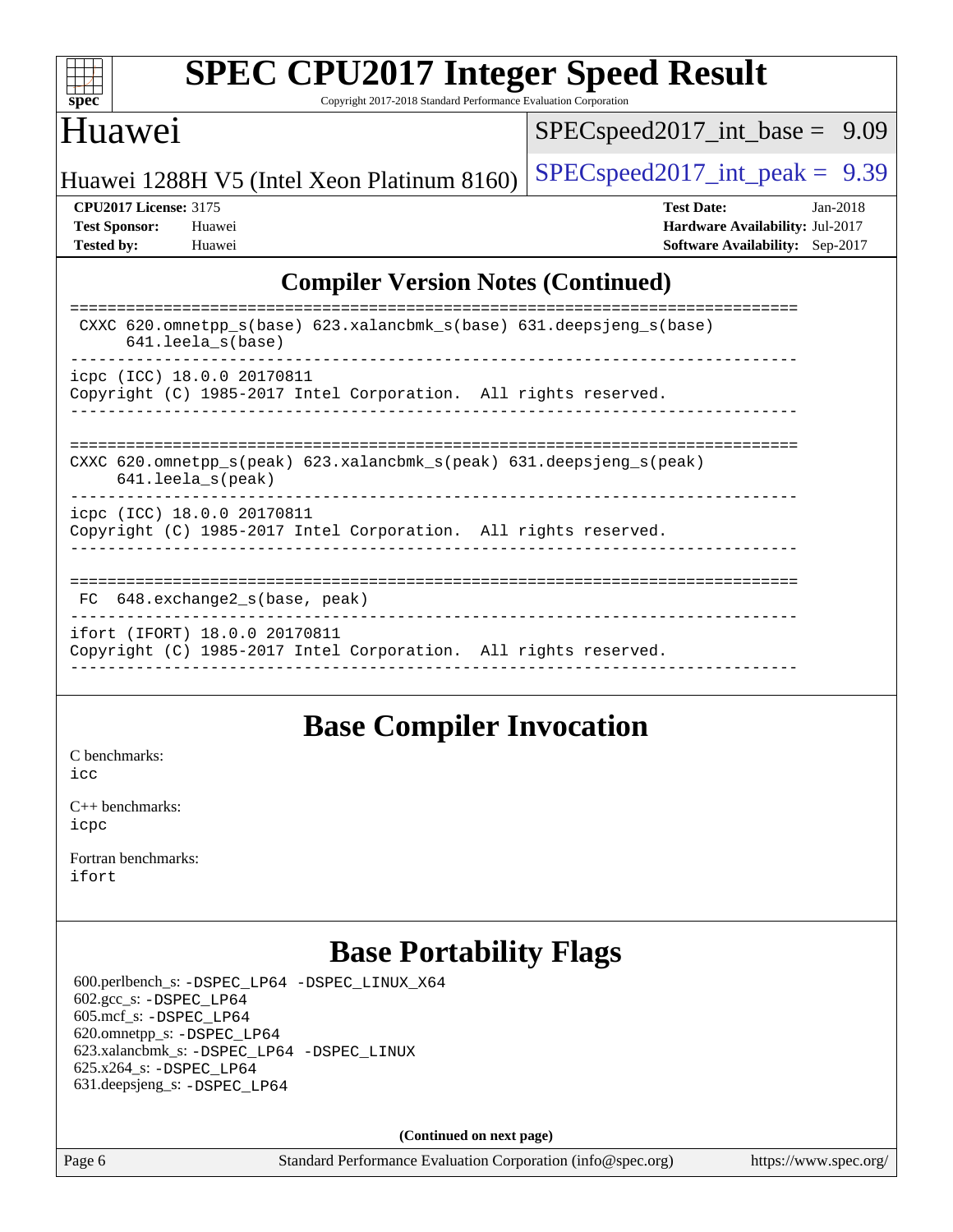## Compiler Version Notes (Continued)

```
==============================================================================
 CXXC 620.omnetpp_s(base) 623.xalancbmk_s(base) 631.deepsjeng_s(base)
      641.leela_s(base)
------------------------------------------------------------------------------
icpc (ICC) 18.0.0 20170811
Copyright (C) 1985-2017 Intel Corporation.  All rights reserved.
------------------------------------------------------------------------------

==============================================================================
CXXC 620.omnetpp_s(peak) 623.xalancbmk_s(peak) 631.deepsjeng_s(peak)
      641.leela_s(peak)
------------------------------------------------------------------------------
icpc (ICC) 18.0.0 20170811
Copyright (C) 1985-2017 Intel Corporation.  All rights reserved.
------------------------------------------------------------------------------

==============================================================================
 FC  648.exchange2_s(base, peak)
------------------------------------------------------------------------------
ifort (IFORT) 18.0.0 20170811
Copyright (C) 1985-2017 Intel Corporation.  All rights reserved.
------------------------------------------------------------------------------
```

## Base Compiler Invocation

C benchmarks:
icc

C++ benchmarks:
icpc

Fortran benchmarks:
ifort

## Base Portability Flags

600.perlbench_s: -DSPEC_LP64 -DSPEC_LINUX_X64
602.gcc_s: -DSPEC_LP64
605.mcf_s: -DSPEC_LP64
620.omnetpp_s: -DSPEC_LP64
623.xalancbmk_s: -DSPEC_LP64 -DSPEC_LINUX
625.x264_s: -DSPEC_LP64
631.deepsjeng_s: -DSPEC_LP64

**(Continued on next page)**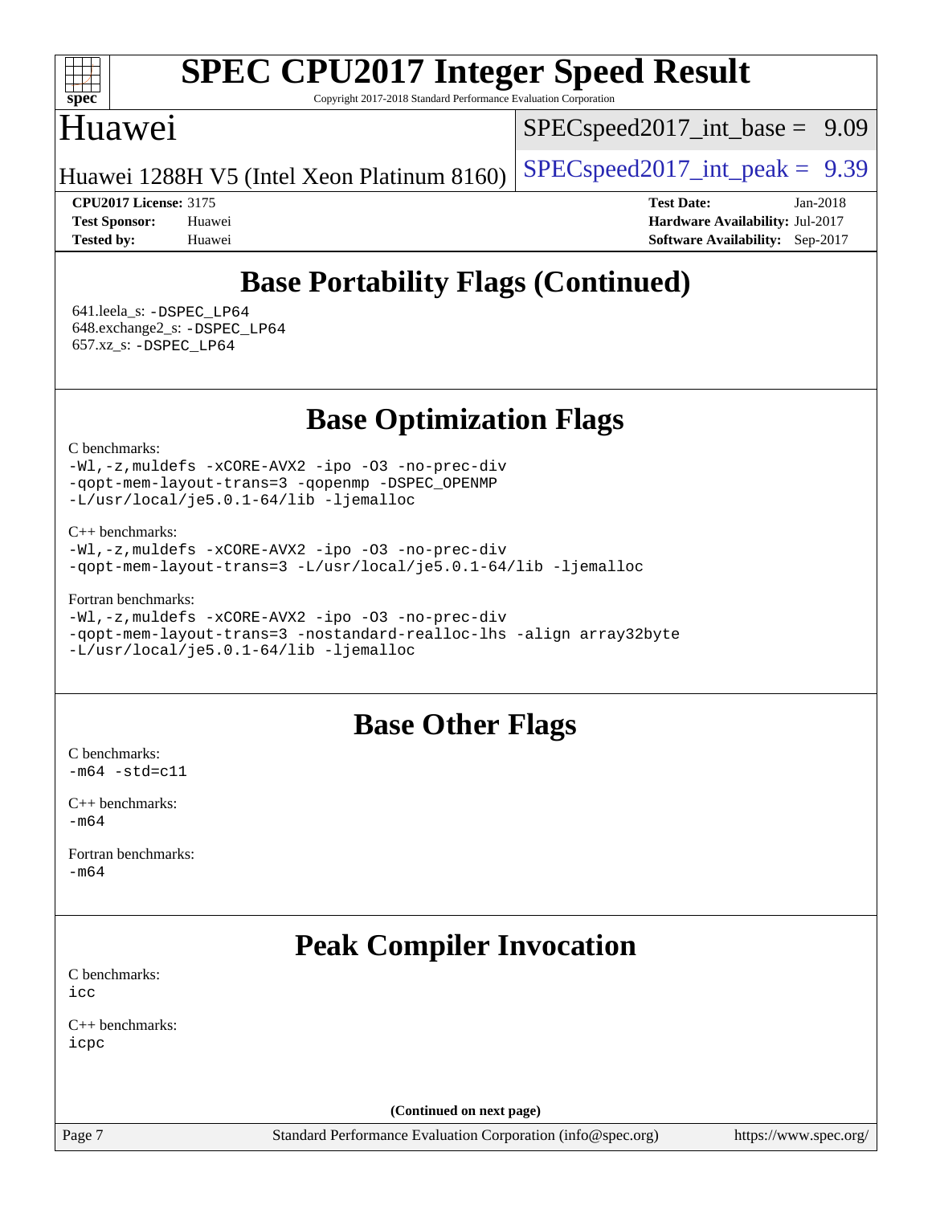## Base Portability Flags (Continued)

641.leela_s: `-DSPEC_LP64`
648.exchange2_s: `-DSPEC_LP64`
657.xz_s: `-DSPEC_LP64`

## Base Optimization Flags

C benchmarks:
```
-Wl,-z,muldefs -xCORE-AVX2 -ipo -O3 -no-prec-div
-qopt-mem-layout-trans=3 -qopenmp -DSPEC_OPENMP
-L/usr/local/je5.0.1-64/lib -ljemalloc
```

C++ benchmarks:
```
-Wl,-z,muldefs -xCORE-AVX2 -ipo -O3 -no-prec-div
-qopt-mem-layout-trans=3 -L/usr/local/je5.0.1-64/lib -ljemalloc
```

Fortran benchmarks:
```
-Wl,-z,muldefs -xCORE-AVX2 -ipo -O3 -no-prec-div
-qopt-mem-layout-trans=3 -nostandard-realloc-lhs -align array32byte
-L/usr/local/je5.0.1-64/lib -ljemalloc
```

## Base Other Flags

C benchmarks:
```
-m64 -std=c11
```

C++ benchmarks:
```
-m64
```

Fortran benchmarks:
```
-m64
```

## Peak Compiler Invocation

C benchmarks:
```
icc
```

C++ benchmarks:
```
icpc
```

(Continued on next page)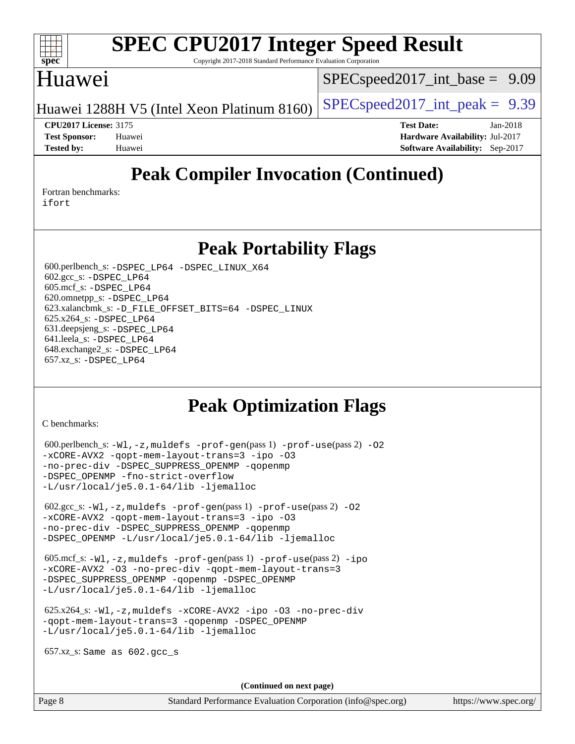# Peak Compiler Invocation (Continued)

Fortran benchmarks:
ifort

# Peak Portability Flags

600.perlbench_s: -DSPEC_LP64 -DSPEC_LINUX_X64
602.gcc_s: -DSPEC_LP64
605.mcf_s: -DSPEC_LP64
620.omnetpp_s: -DSPEC_LP64
623.xalancbmk_s: -D_FILE_OFFSET_BITS=64 -DSPEC_LINUX
625.x264_s: -DSPEC_LP64
631.deepsjeng_s: -DSPEC_LP64
641.leela_s: -DSPEC_LP64
648.exchange2_s: -DSPEC_LP64
657.xz_s: -DSPEC_LP64

# Peak Optimization Flags

C benchmarks:

600.perlbench_s: -Wl,-z,muldefs -prof-gen(pass 1) -prof-use(pass 2) -O2 -xCORE-AVX2 -qopt-mem-layout-trans=3 -ipo -O3 -no-prec-div -DSPEC_SUPPRESS_OPENMP -qopenmp -DSPEC_OPENMP -fno-strict-overflow -L/usr/local/je5.0.1-64/lib -ljemalloc

602.gcc_s: -Wl,-z,muldefs -prof-gen(pass 1) -prof-use(pass 2) -O2 -xCORE-AVX2 -qopt-mem-layout-trans=3 -ipo -O3 -no-prec-div -DSPEC_SUPPRESS_OPENMP -qopenmp -DSPEC_OPENMP -L/usr/local/je5.0.1-64/lib -ljemalloc

605.mcf_s: -Wl,-z,muldefs -prof-gen(pass 1) -prof-use(pass 2) -ipo -xCORE-AVX2 -O3 -no-prec-div -qopt-mem-layout-trans=3 -DSPEC_SUPPRESS_OPENMP -qopenmp -DSPEC_OPENMP -L/usr/local/je5.0.1-64/lib -ljemalloc

625.x264_s: -Wl,-z,muldefs -xCORE-AVX2 -ipo -O3 -no-prec-div -qopt-mem-layout-trans=3 -qopenmp -DSPEC_OPENMP -L/usr/local/je5.0.1-64/lib -ljemalloc

657.xz_s: Same as 602.gcc_s

(Continued on next page)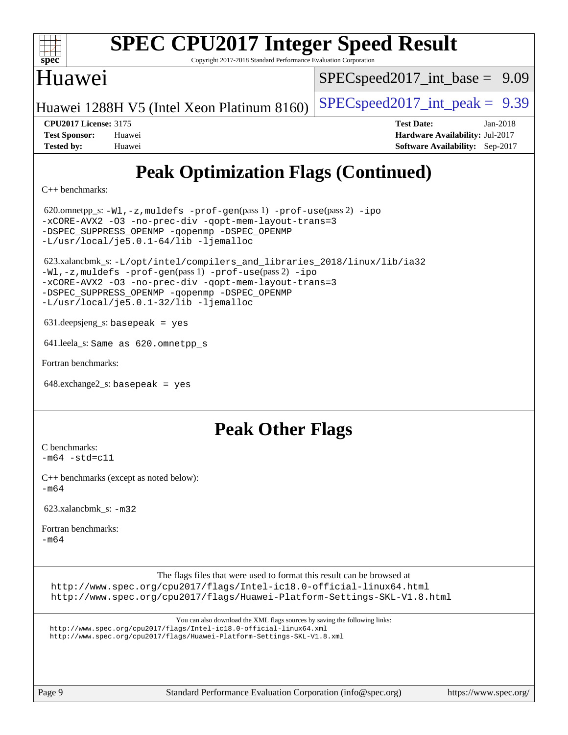# SPEC CPU2017 Integer Speed Result

Copyright 2017-2018 Standard Performance Evaluation Corporation

## Huawei

Huawei 1288H V5 (Intel Xeon Platinum 8160)

SPECspeed2017_int_base = 9.09

SPECspeed2017_int_peak = 9.39

**CPU2017 License:** 3175
**Test Sponsor:** Huawei
**Tested by:** Huawei

**Test Date:** Jan-2018
**Hardware Availability:** Jul-2017
**Software Availability:** Sep-2017

## Peak Optimization Flags (Continued)

C++ benchmarks:

620.omnetpp_s: `-Wl,-z,muldefs -prof-gen(pass 1) -prof-use(pass 2) -ipo -xCORE-AVX2 -O3 -no-prec-div -qopt-mem-layout-trans=3 -DSPEC_SUPPRESS_OPENMP -qopenmp -DSPEC_OPENMP -L/usr/local/je5.0.1-64/lib -ljemalloc`

623.xalancbmk_s: `-L/opt/intel/compilers_and_libraries_2018/linux/lib/ia32 -Wl,-z,muldefs -prof-gen(pass 1) -prof-use(pass 2) -ipo -xCORE-AVX2 -O3 -no-prec-div -qopt-mem-layout-trans=3 -DSPEC_SUPPRESS_OPENMP -qopenmp -DSPEC_OPENMP -L/usr/local/je5.0.1-32/lib -ljemalloc`

631.deepsjeng_s: `basepeak = yes`

641.leela_s: `Same as 620.omnetpp_s`

Fortran benchmarks:

648.exchange2_s: `basepeak = yes`

## Peak Other Flags

C benchmarks:
`-m64 -std=c11`

C++ benchmarks (except as noted below):
`-m64`

623.xalancbmk_s: `-m32`

Fortran benchmarks:
`-m64`

The flags files that were used to format this result can be browsed at
http://www.spec.org/cpu2017/flags/Intel-ic18.0-official-linux64.html
http://www.spec.org/cpu2017/flags/Huawei-Platform-Settings-SKL-V1.8.html

You can also download the XML flags sources by saving the following links:
http://www.spec.org/cpu2017/flags/Intel-ic18.0-official-linux64.xml
http://www.spec.org/cpu2017/flags/Huawei-Platform-Settings-SKL-V1.8.xml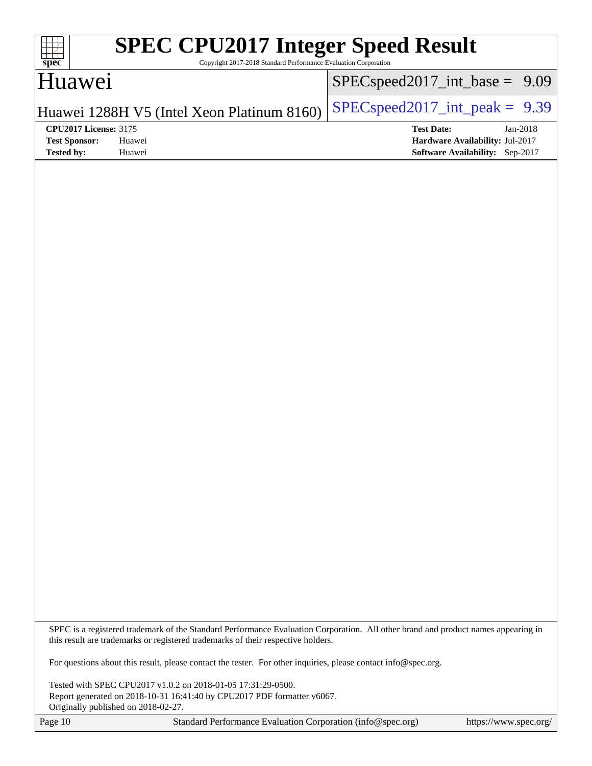SPEC is a registered trademark of the Standard Performance Evaluation Corporation. All other brand and product names appearing in this result are trademarks or registered trademarks of their respective holders.

For questions about this result, please contact the tester. For other inquiries, please contact info@spec.org.

Tested with SPEC CPU2017 v1.0.2 on 2018-01-05 17:31:29-0500.
Report generated on 2018-10-31 16:41:40 by CPU2017 PDF formatter v6067.
Originally published on 2018-02-27.